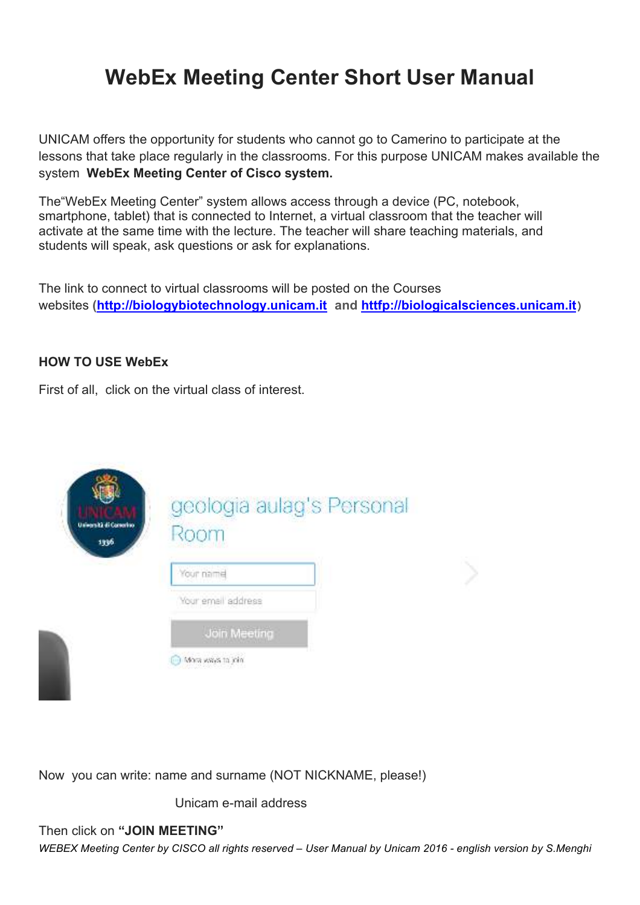# WebEx Meeting Center Short User Manual

UNICAM offers the opportunity for students who cannot go to Camerino to participate at the lessons that take place regularly in the classrooms. For this purpose UNICAM makes available the system **WebEx Meeting Center of Cisco system.**

The"WebEx Meeting Center" system allows access through a device (PC, notebook, smartphone, tablet) that is connected to Internet, a virtual classroom that the teacher will activate at the same time with the lecture. The teacher will share teaching materials, and students will speak, ask questions or ask for explanations.

The link to connect to virtual classrooms will be posted on the Courses websites (**http://biologybiotechnology.unicam.it** **and** **httfp://biologicalsciences.unicam.it**)

**HOW TO USE WebEx**

First of all, click on the virtual class of interest.

Now you can write: name and surname (NOT NICKNAME, please!)

Unicam e-mail address

Then click on **"JOIN MEETING"**

*WEBEX Meeting Center by CISCO all rights reserved – User Manual by Unicam 2016 - english version by S.Menghi*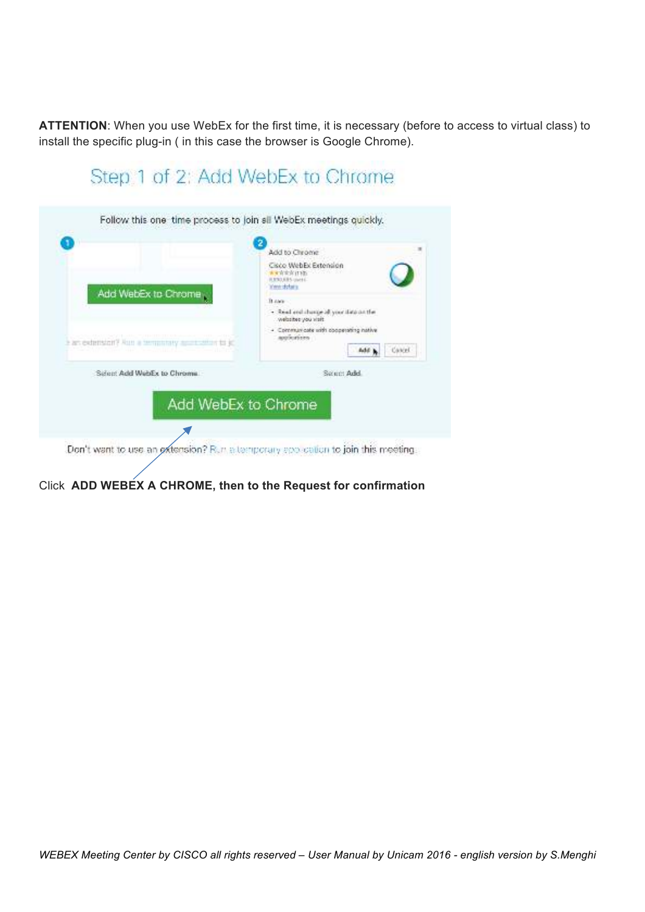**ATTENTION**: When you use WebEx for the first time, it is necessary (before to access to virtual class) to install the specific plug-in ( in this case the browser is Google Chrome).

Step 1 of 2: Add WebEx to Chrome

Follow this one time process to join all WebEx meetings quickly.

Select Add WebEx to Chrome.

Select Add.

Add WebEx to Chrome

Don't want to use an extension? Run a temporary application to join this meeting.

Click **ADD WEBEX A CHROME, then to the Request for confirmation**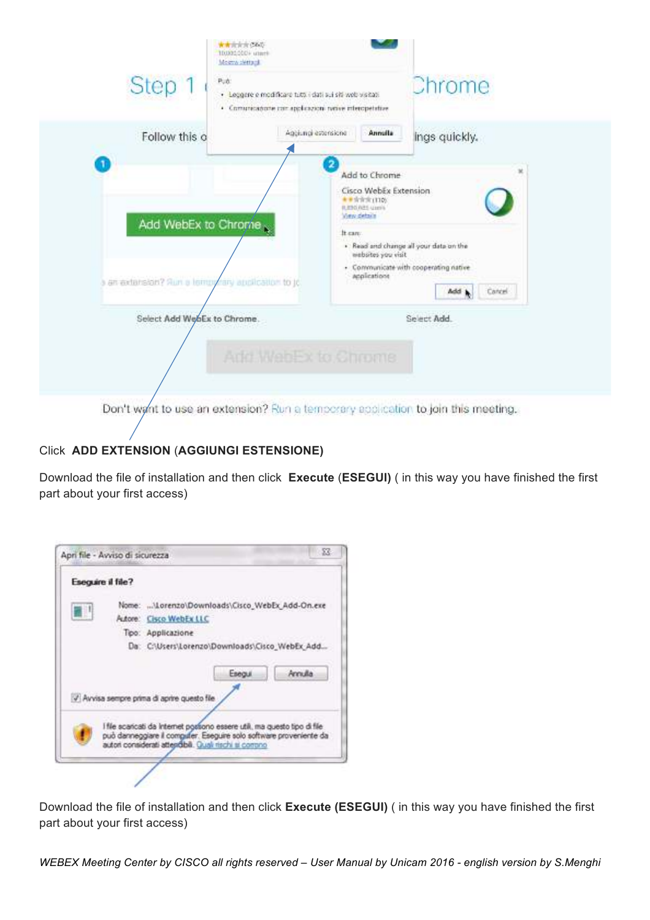Click **ADD EXTENSION** (**AGGIUNGI ESTENSIONE**)

Download the file of installation and then click **Execute** (**ESEGUI)** ( in this way you have finished the first part about your first access)

Download the file of installation and then click **Execute (ESEGUI)** ( in this way you have finished the first part about your first access)

*WEBEX Meeting Center by CISCO all rights reserved – User Manual by Unicam 2016 - english version by S.Menghi*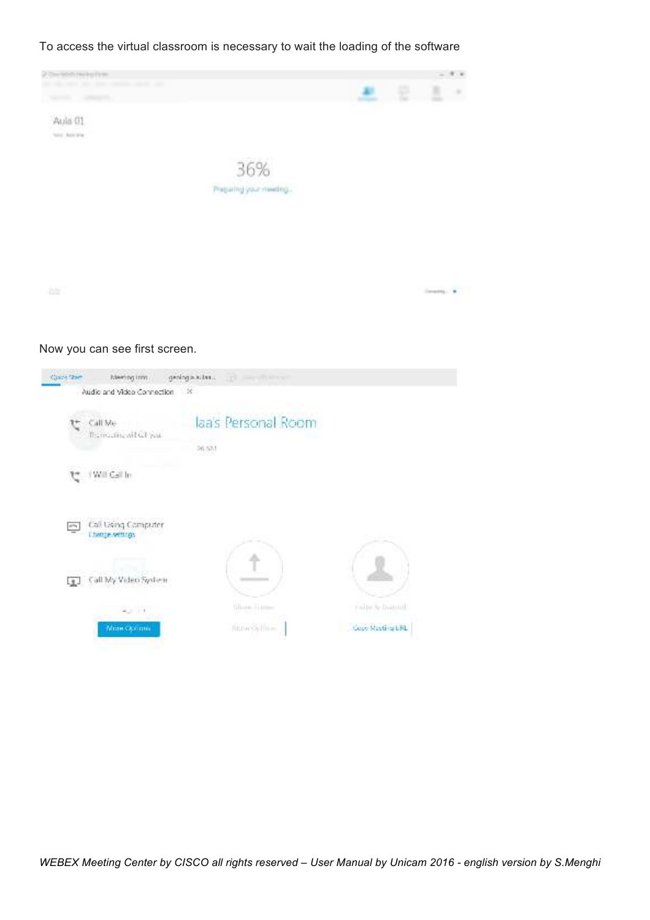To access the virtual classroom is necessary to wait the loading of the software

Now you can see first screen.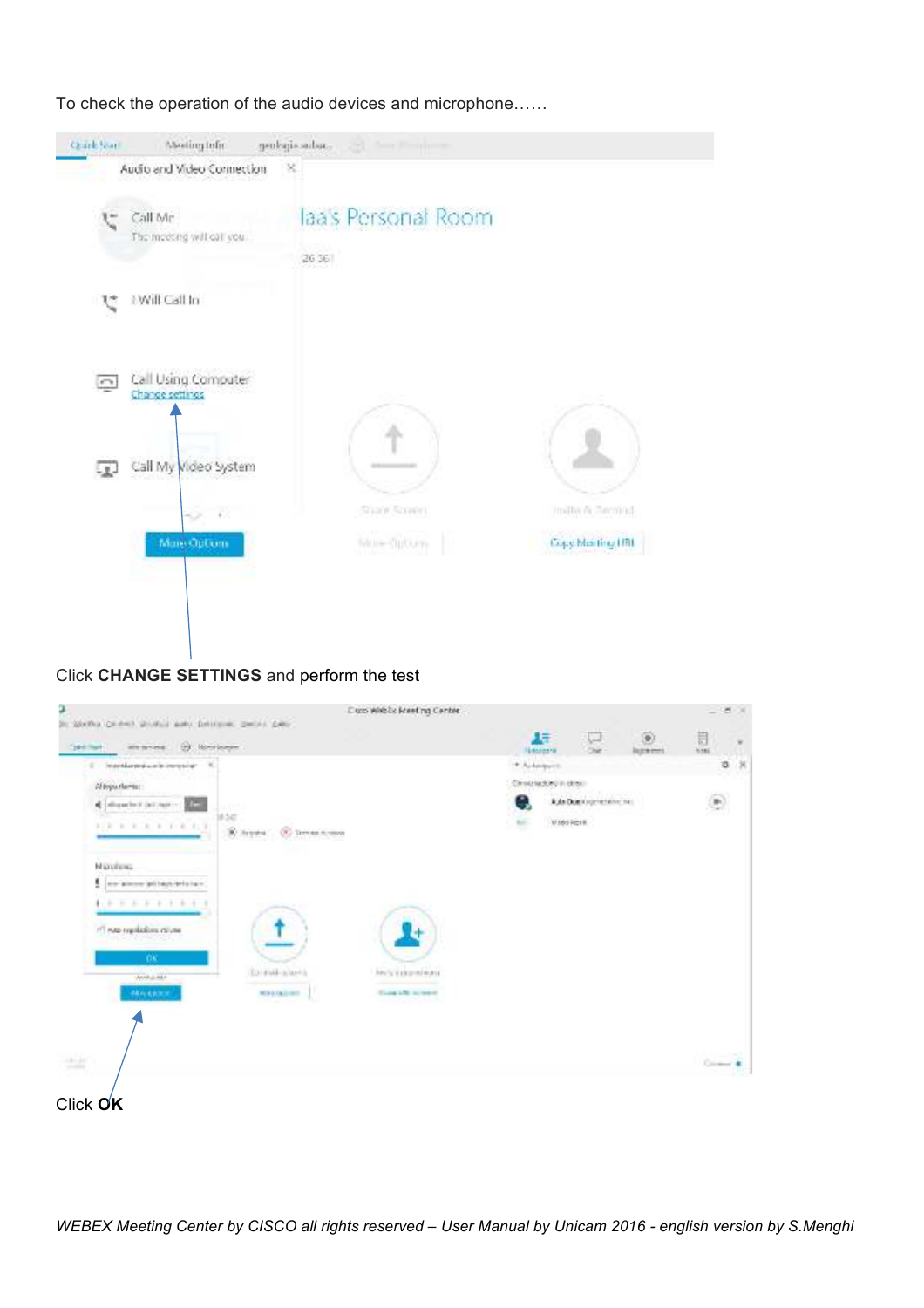To check the operation of the audio devices and microphone……

Click **CHANGE SETTINGS** and perform the test

Click **OK**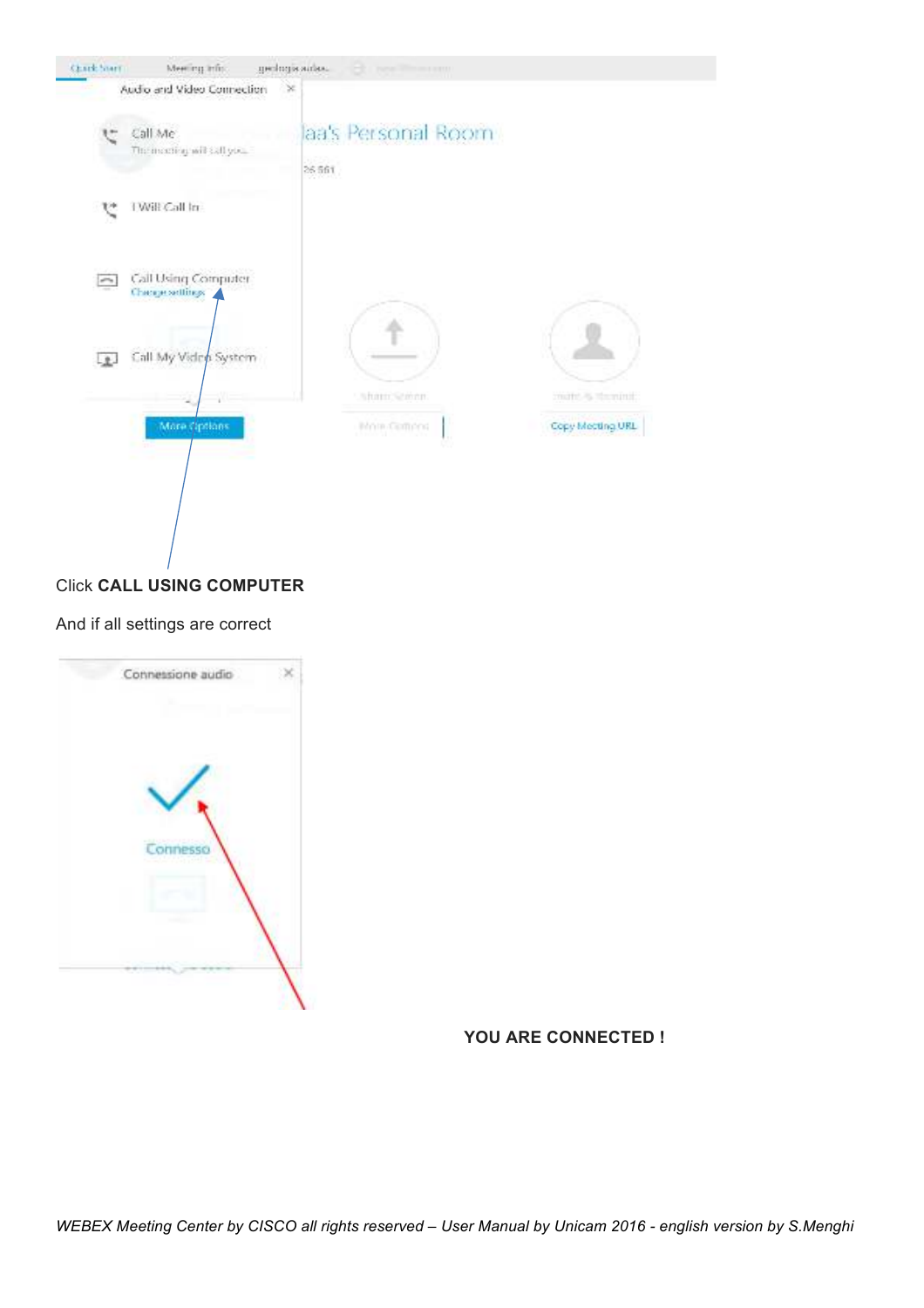Click **CALL USING COMPUTER**

And if all settings are correct

**YOU ARE CONNECTED !**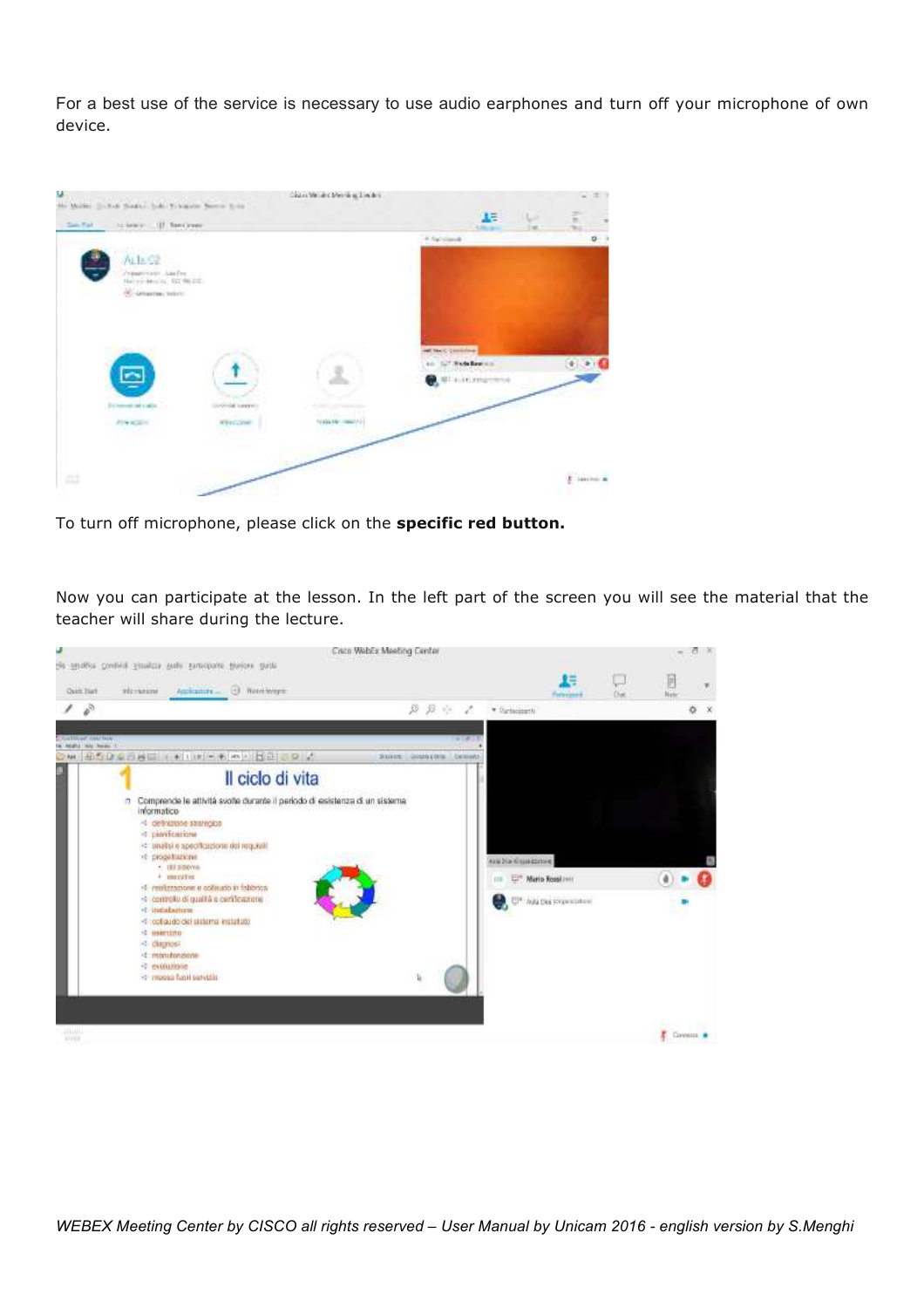For a best use of the service is necessary to use audio earphones and turn off your microphone of own device.

To turn off microphone, please click on the **specific red button.**

Now you can participate at the lesson. In the left part of the screen you will see the material that the teacher will share during the lecture.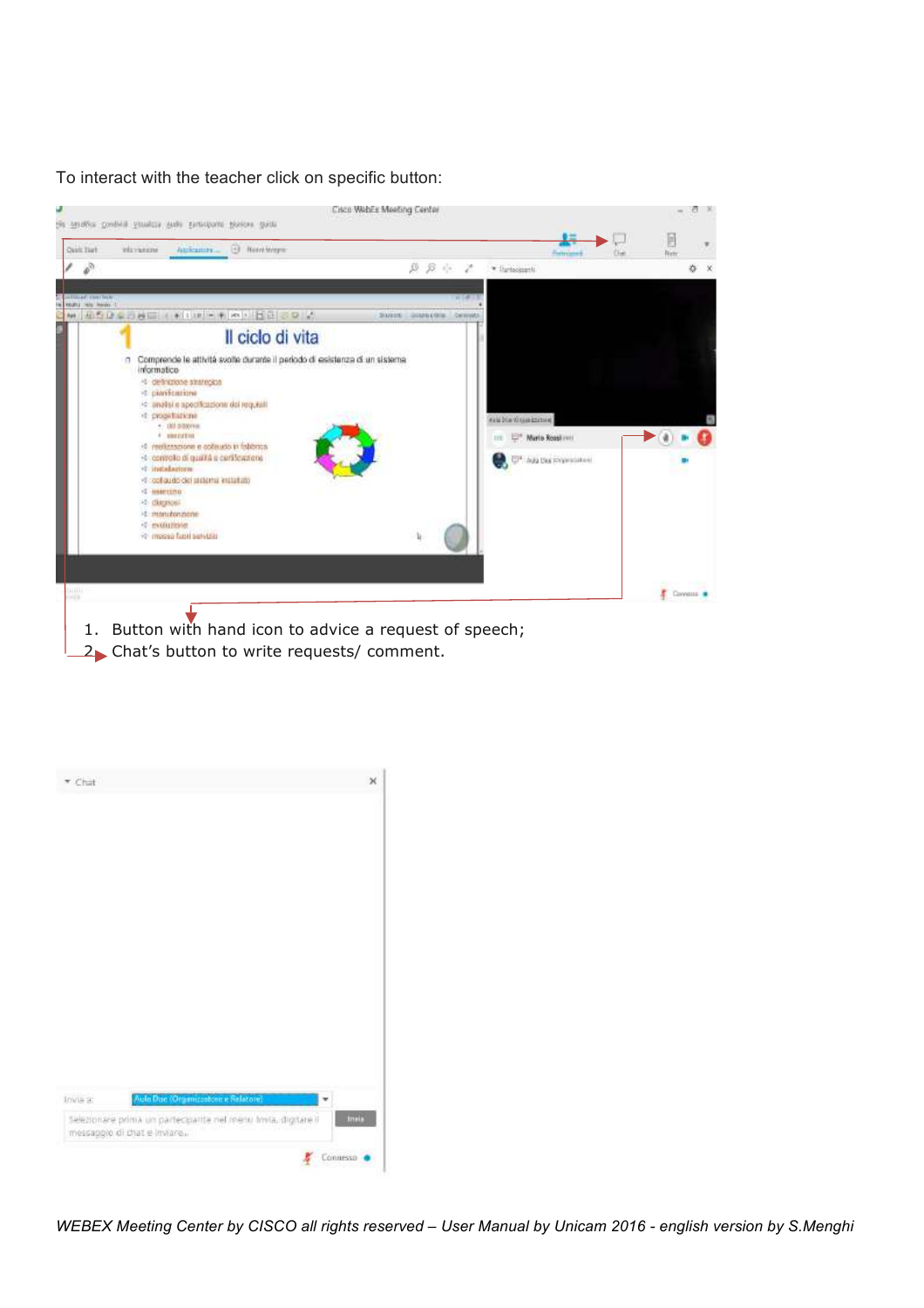To interact with the teacher click on specific button:

1. Button with hand icon to advice a request of speech;
2. Chat's button to write requests/ comment.

*WEBEX Meeting Center by CISCO all rights reserved – User Manual by Unicam 2016 - english version by S.Menghi*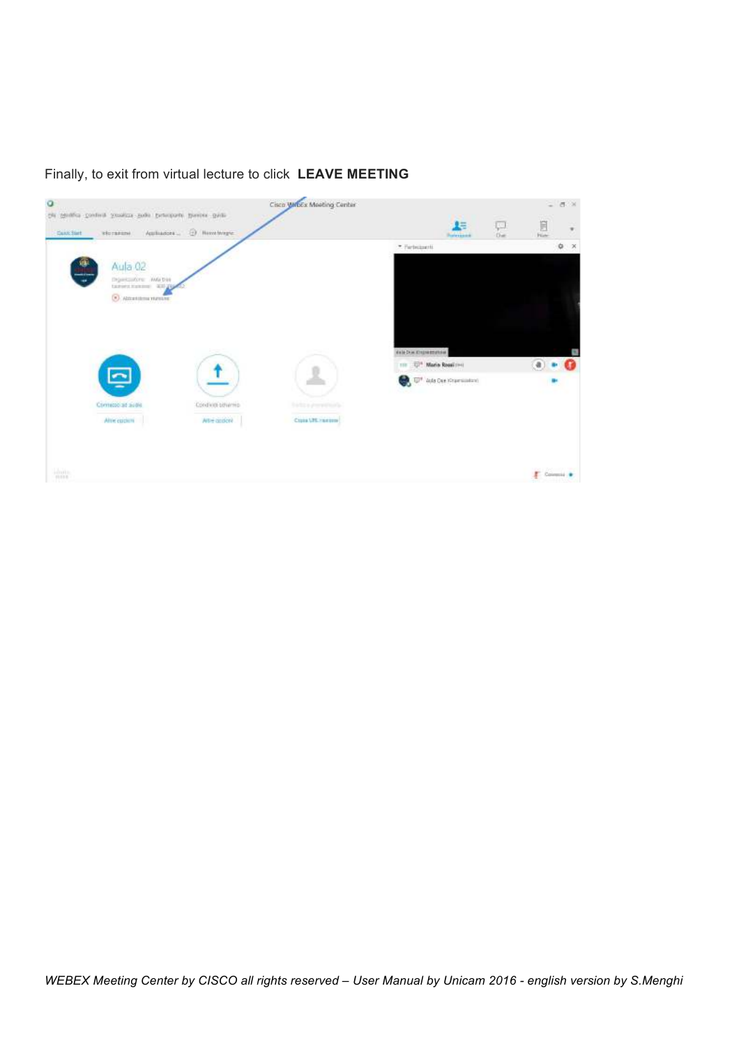Finally, to exit from virtual lecture to click **LEAVE MEETING**